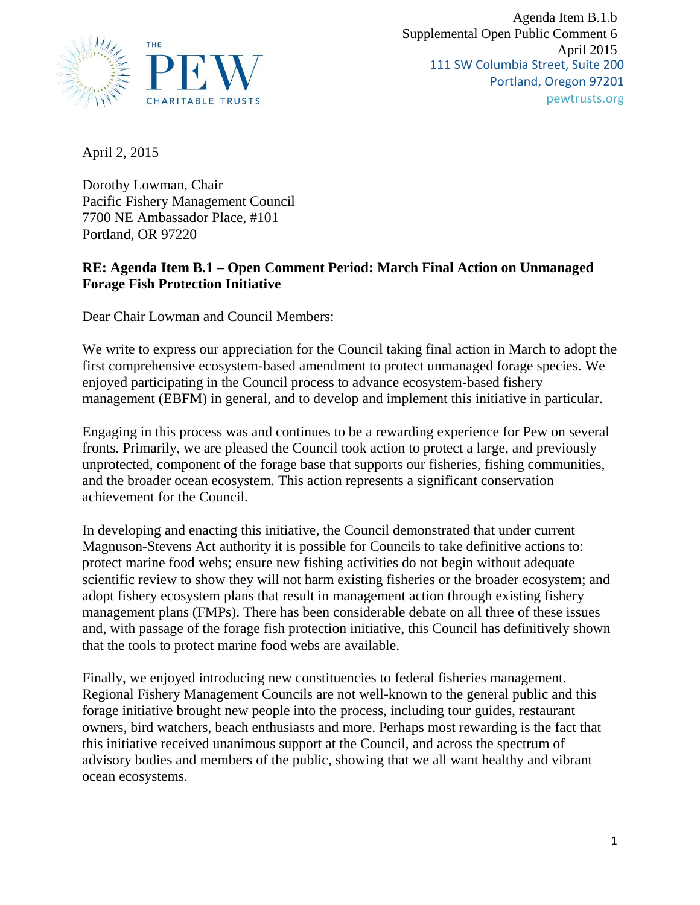Agenda Item B.1.b
Supplemental Open Public Comment 6
April 2015

111 SW Columbia Street, Suite 200
Portland, Oregon 97201
pewtrusts.org

April 2, 2015

Dorothy Lowman, Chair
Pacific Fishery Management Council
7700 NE Ambassador Place, #101
Portland, OR 97220

**RE: Agenda Item B.1 – Open Comment Period: March Final Action on Unmanaged Forage Fish Protection Initiative**

Dear Chair Lowman and Council Members:

We write to express our appreciation for the Council taking final action in March to adopt the first comprehensive ecosystem-based amendment to protect unmanaged forage species. We enjoyed participating in the Council process to advance ecosystem-based fishery management (EBFM) in general, and to develop and implement this initiative in particular.

Engaging in this process was and continues to be a rewarding experience for Pew on several fronts. Primarily, we are pleased the Council took action to protect a large, and previously unprotected, component of the forage base that supports our fisheries, fishing communities, and the broader ocean ecosystem. This action represents a significant conservation achievement for the Council.

In developing and enacting this initiative, the Council demonstrated that under current Magnuson-Stevens Act authority it is possible for Councils to take definitive actions to: protect marine food webs; ensure new fishing activities do not begin without adequate scientific review to show they will not harm existing fisheries or the broader ecosystem; and adopt fishery ecosystem plans that result in management action through existing fishery management plans (FMPs). There has been considerable debate on all three of these issues and, with passage of the forage fish protection initiative, this Council has definitively shown that the tools to protect marine food webs are available.

Finally, we enjoyed introducing new constituencies to federal fisheries management. Regional Fishery Management Councils are not well-known to the general public and this forage initiative brought new people into the process, including tour guides, restaurant owners, bird watchers, beach enthusiasts and more. Perhaps most rewarding is the fact that this initiative received unanimous support at the Council, and across the spectrum of advisory bodies and members of the public, showing that we all want healthy and vibrant ocean ecosystems.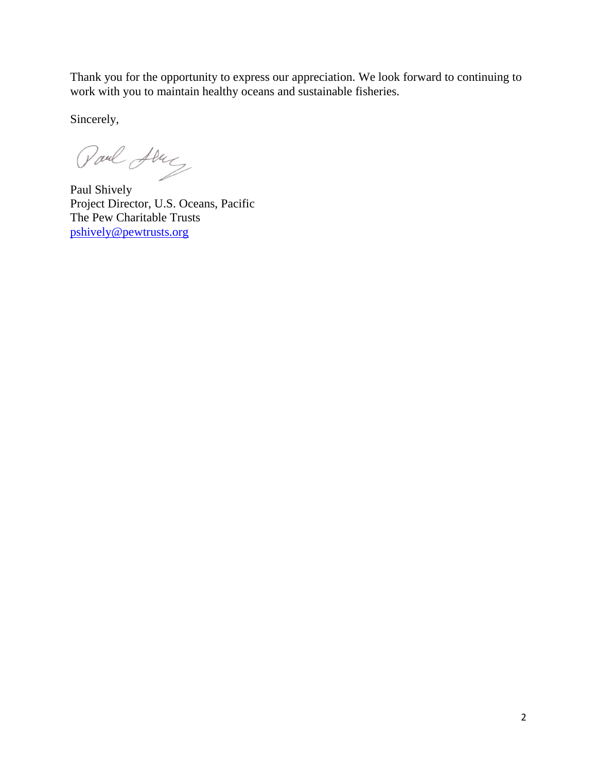Thank you for the opportunity to express our appreciation. We look forward to continuing to work with you to maintain healthy oceans and sustainable fisheries.

Sincerely,

Paul Shively
Project Director, U.S. Oceans, Pacific
The Pew Charitable Trusts
pshively@pewtrusts.org